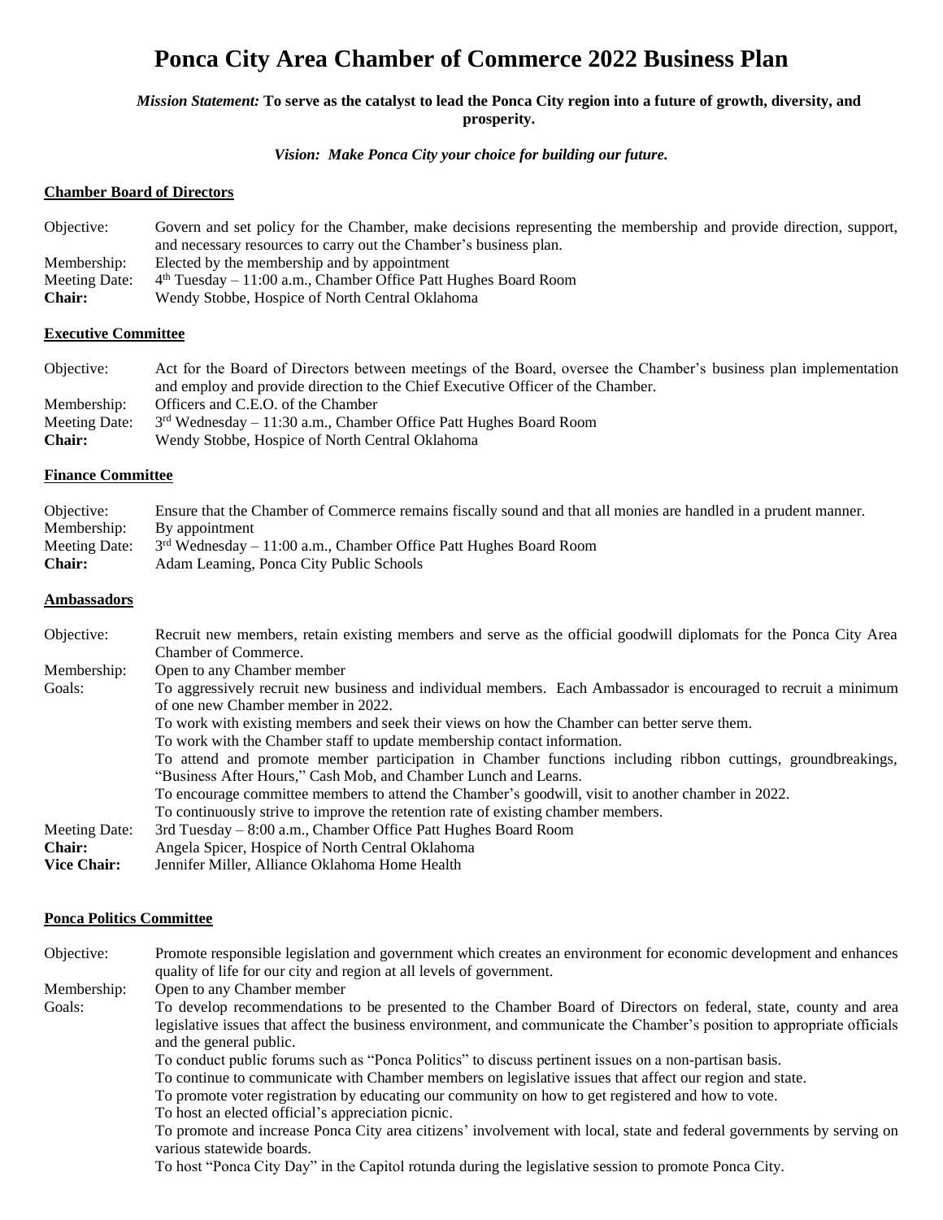# Ponca City Area Chamber of Commerce 2022 Business Plan

***Mission Statement:*** **To serve as the catalyst to lead the Ponca City region into a future of growth, diversity, and prosperity.**

***Vision: Make Ponca City your choice for building our future.***

## Chamber Board of Directors

Objective: Govern and set policy for the Chamber, make decisions representing the membership and provide direction, support, and necessary resources to carry out the Chamber's business plan.
Membership: Elected by the membership and by appointment
Meeting Date: 4th Tuesday – 11:00 a.m., Chamber Office Patt Hughes Board Room
**Chair:** Wendy Stobbe, Hospice of North Central Oklahoma

## Executive Committee

Objective: Act for the Board of Directors between meetings of the Board, oversee the Chamber's business plan implementation and employ and provide direction to the Chief Executive Officer of the Chamber.
Membership: Officers and C.E.O. of the Chamber
Meeting Date: 3rd Wednesday – 11:30 a.m., Chamber Office Patt Hughes Board Room
**Chair:** Wendy Stobbe, Hospice of North Central Oklahoma

## Finance Committee

Objective: Ensure that the Chamber of Commerce remains fiscally sound and that all monies are handled in a prudent manner.
Membership: By appointment
Meeting Date: 3rd Wednesday – 11:00 a.m., Chamber Office Patt Hughes Board Room
**Chair:** Adam Leaming, Ponca City Public Schools

## Ambassadors

Objective: Recruit new members, retain existing members and serve as the official goodwill diplomats for the Ponca City Area Chamber of Commerce.
Membership: Open to any Chamber member
Goals: To aggressively recruit new business and individual members. Each Ambassador is encouraged to recruit a minimum of one new Chamber member in 2022.
To work with existing members and seek their views on how the Chamber can better serve them.
To work with the Chamber staff to update membership contact information.
To attend and promote member participation in Chamber functions including ribbon cuttings, groundbreakings, "Business After Hours," Cash Mob, and Chamber Lunch and Learns.
To encourage committee members to attend the Chamber's goodwill, visit to another chamber in 2022.
To continuously strive to improve the retention rate of existing chamber members.
Meeting Date: 3rd Tuesday – 8:00 a.m., Chamber Office Patt Hughes Board Room
**Chair:** Angela Spicer, Hospice of North Central Oklahoma
**Vice Chair:** Jennifer Miller, Alliance Oklahoma Home Health

## Ponca Politics Committee

Objective: Promote responsible legislation and government which creates an environment for economic development and enhances quality of life for our city and region at all levels of government.
Membership: Open to any Chamber member
Goals: To develop recommendations to be presented to the Chamber Board of Directors on federal, state, county and area legislative issues that affect the business environment, and communicate the Chamber's position to appropriate officials and the general public.
To conduct public forums such as "Ponca Politics" to discuss pertinent issues on a non-partisan basis.
To continue to communicate with Chamber members on legislative issues that affect our region and state.
To promote voter registration by educating our community on how to get registered and how to vote.
To host an elected official's appreciation picnic.
To promote and increase Ponca City area citizens' involvement with local, state and federal governments by serving on various statewide boards.
To host "Ponca City Day" in the Capitol rotunda during the legislative session to promote Ponca City.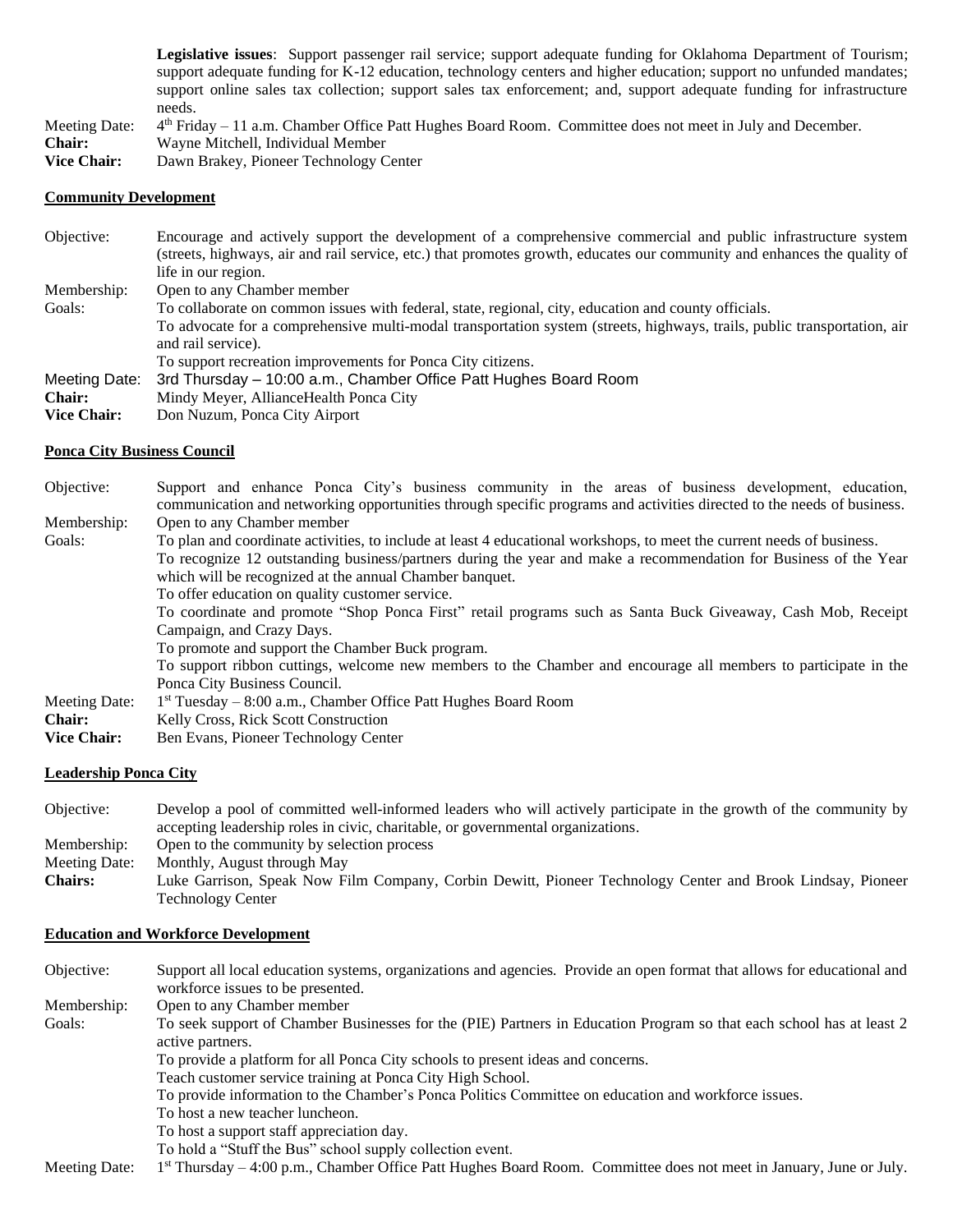**Legislative issues**: Support passenger rail service; support adequate funding for Oklahoma Department of Tourism; support adequate funding for K-12 education, technology centers and higher education; support no unfunded mandates; support online sales tax collection; support sales tax enforcement; and, support adequate funding for infrastructure needs.

Meeting Date: 4th Friday – 11 a.m. Chamber Office Patt Hughes Board Room. Committee does not meet in July and December.
**Chair:** Wayne Mitchell, Individual Member
**Vice Chair:** Dawn Brakey, Pioneer Technology Center

## Community Development

Objective: Encourage and actively support the development of a comprehensive commercial and public infrastructure system (streets, highways, air and rail service, etc.) that promotes growth, educates our community and enhances the quality of life in our region.

Membership: Open to any Chamber member

Goals:
- To collaborate on common issues with federal, state, regional, city, education and county officials.
- To advocate for a comprehensive multi-modal transportation system (streets, highways, trails, public transportation, air and rail service).
- To support recreation improvements for Ponca City citizens.

Meeting Date: 3rd Thursday – 10:00 a.m., Chamber Office Patt Hughes Board Room
**Chair:** Mindy Meyer, AllianceHealth Ponca City
**Vice Chair:** Don Nuzum, Ponca City Airport

## Ponca City Business Council

Objective: Support and enhance Ponca City's business community in the areas of business development, education, communication and networking opportunities through specific programs and activities directed to the needs of business.

Membership: Open to any Chamber member

Goals:
- To plan and coordinate activities, to include at least 4 educational workshops, to meet the current needs of business.
- To recognize 12 outstanding business/partners during the year and make a recommendation for Business of the Year which will be recognized at the annual Chamber banquet.
- To offer education on quality customer service.
- To coordinate and promote "Shop Ponca First" retail programs such as Santa Buck Giveaway, Cash Mob, Receipt Campaign, and Crazy Days.
- To promote and support the Chamber Buck program.
- To support ribbon cuttings, welcome new members to the Chamber and encourage all members to participate in the Ponca City Business Council.

Meeting Date: 1st Tuesday – 8:00 a.m., Chamber Office Patt Hughes Board Room
**Chair:** Kelly Cross, Rick Scott Construction
**Vice Chair:** Ben Evans, Pioneer Technology Center

## Leadership Ponca City

Objective: Develop a pool of committed well-informed leaders who will actively participate in the growth of the community by accepting leadership roles in civic, charitable, or governmental organizations.

Membership: Open to the community by selection process

Meeting Date: Monthly, August through May

**Chairs:** Luke Garrison, Speak Now Film Company, Corbin Dewitt, Pioneer Technology Center and Brook Lindsay, Pioneer Technology Center

## Education and Workforce Development

Objective: Support all local education systems, organizations and agencies. Provide an open format that allows for educational and workforce issues to be presented.

Membership: Open to any Chamber member

Goals:
- To seek support of Chamber Businesses for the (PIE) Partners in Education Program so that each school has at least 2 active partners.
- To provide a platform for all Ponca City schools to present ideas and concerns.
- Teach customer service training at Ponca City High School.
- To provide information to the Chamber's Ponca Politics Committee on education and workforce issues.
- To host a new teacher luncheon.
- To host a support staff appreciation day.
- To hold a "Stuff the Bus" school supply collection event.

Meeting Date: 1st Thursday – 4:00 p.m., Chamber Office Patt Hughes Board Room. Committee does not meet in January, June or July.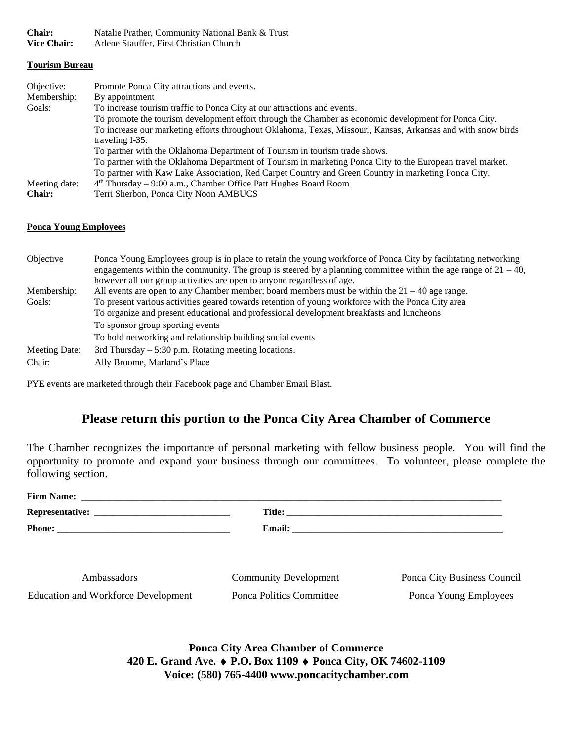**Chair:** Natalie Prather, Community National Bank & Trust
**Vice Chair:** Arlene Stauffer, First Christian Church

**Tourism Bureau**

Objective: Promote Ponca City attractions and events.
Membership: By appointment
Goals: To increase tourism traffic to Ponca City at our attractions and events.
To promote the tourism development effort through the Chamber as economic development for Ponca City.
To increase our marketing efforts throughout Oklahoma, Texas, Missouri, Kansas, Arkansas and with snow birds traveling I-35.
To partner with the Oklahoma Department of Tourism in tourism trade shows.
To partner with the Oklahoma Department of Tourism in marketing Ponca City to the European travel market.
To partner with Kaw Lake Association, Red Carpet Country and Green Country in marketing Ponca City.
Meeting date: 4th Thursday – 9:00 a.m., Chamber Office Patt Hughes Board Room
**Chair:** Terri Sherbon, Ponca City Noon AMBUCS

**Ponca Young Employees**

Objective: Ponca Young Employees group is in place to retain the young workforce of Ponca City by facilitating networking engagements within the community. The group is steered by a planning committee within the age range of 21 – 40, however all our group activities are open to anyone regardless of age.
Membership: All events are open to any Chamber member; board members must be within the 21 – 40 age range.
Goals: To present various activities geared towards retention of young workforce with the Ponca City area
To organize and present educational and professional development breakfasts and luncheons
To sponsor group sporting events
To hold networking and relationship building social events
Meeting Date: 3rd Thursday – 5:30 p.m. Rotating meeting locations.
Chair: Ally Broome, Marland's Place

PYE events are marketed through their Facebook page and Chamber Email Blast.

## Please return this portion to the Ponca City Area Chamber of Commerce

The Chamber recognizes the importance of personal marketing with fellow business people. You will find the opportunity to promote and expand your business through our committees. To volunteer, please complete the following section.

**Firm Name:** ______________________________________________

**Representative:** ____________________________ **Title:** ____________________________

**Phone:** ____________________________ **Email:** ____________________________

| | | |
|---|---|---|
| Ambassadors | Community Development | Ponca City Business Council |
| Education and Workforce Development | Ponca Politics Committee | Ponca Young Employees |

**Ponca City Area Chamber of Commerce**
**420 E. Grand Ave. ♦ P.O. Box 1109 ♦ Ponca City, OK 74602-1109**
**Voice: (580) 765-4400 www.poncacitychamber.com**